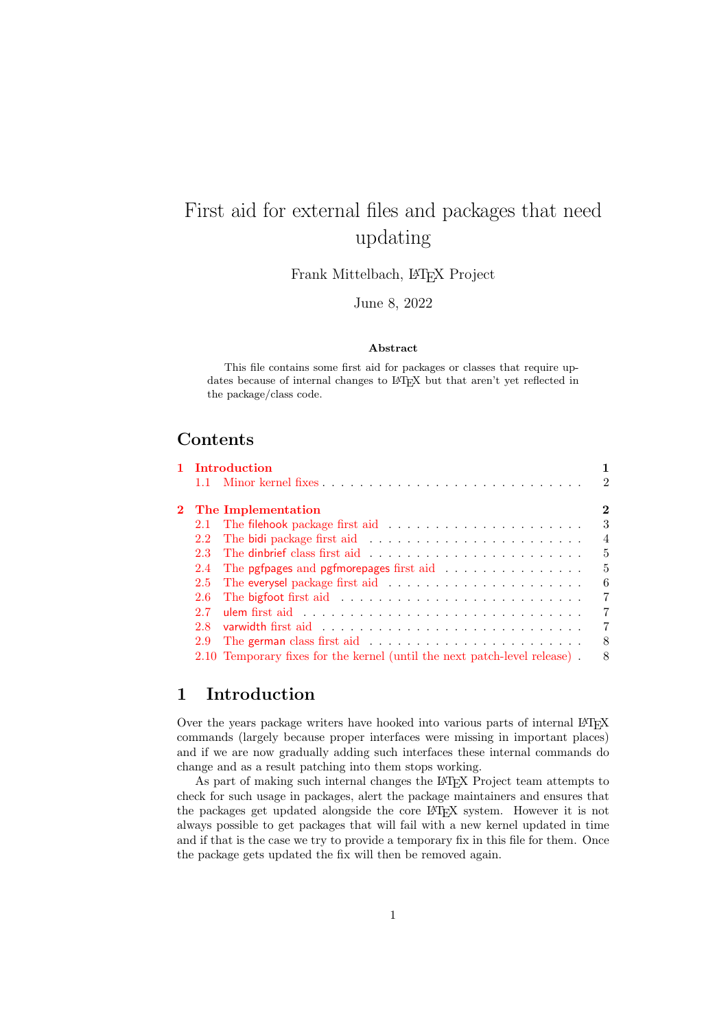# First aid for external files and packages that need updating

Frank Mittelbach, LaTeX Project

June 8, 2022

### Abstract

This file contains some first aid for packages or classes that require updates because of internal changes to LaTeX but that aren't yet reflected in the package/class code.

## Contents

- **1 Introduction** — 1
  - 1.1 Minor kernel fixes — 2
- **2 The Implementation** — 2
  - 2.1 The filehook package first aid — 3
  - 2.2 The bidi package first aid — 4
  - 2.3 The dinbrief class first aid — 5
  - 2.4 The pgfpages and pgfmorepages first aid — 5
  - 2.5 The everysel package first aid — 6
  - 2.6 The bigfoot first aid — 7
  - 2.7 ulem first aid — 7
  - 2.8 varwidth first aid — 7
  - 2.9 The german class first aid — 8
  - 2.10 Temporary fixes for the kernel (until the next patch-level release) — 8

## 1 Introduction

Over the years package writers have hooked into various parts of internal LaTeX commands (largely because proper interfaces were missing in important places) and if we are now gradually adding such interfaces these internal commands do change and as a result patching into them stops working.

As part of making such internal changes the LaTeX Project team attempts to check for such usage in packages, alert the package maintainers and ensures that the packages get updated alongside the core LaTeX system. However it is not always possible to get packages that will fail with a new kernel updated in time and if that is the case we try to provide a temporary fix in this file for them. Once the package gets updated the fix will then be removed again.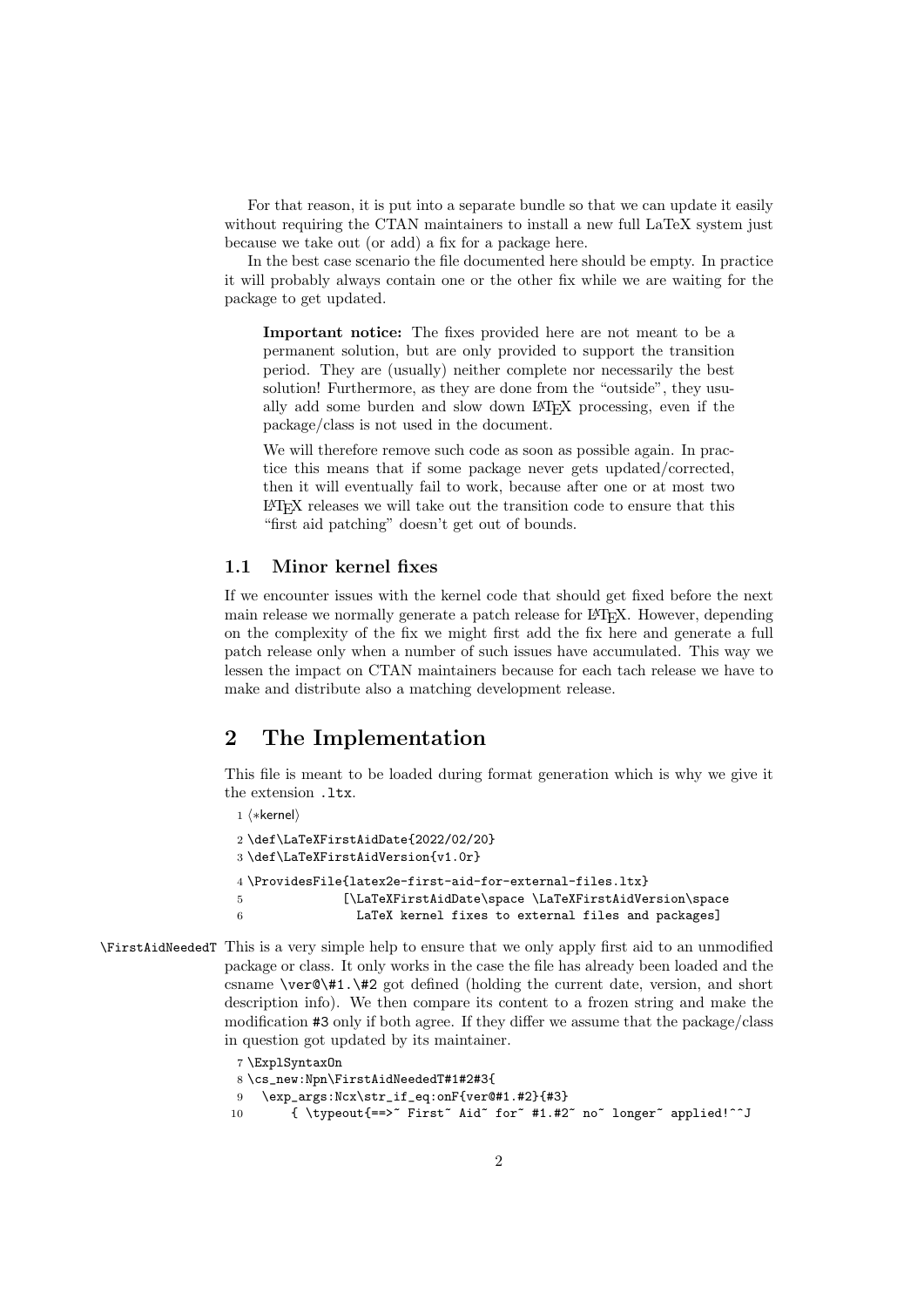For that reason, it is put into a separate bundle so that we can update it easily without requiring the CTAN maintainers to install a new full LaTeX system just because we take out (or add) a fix for a package here.

In the best case scenario the file documented here should be empty. In practice it will probably always contain one or the other fix while we are waiting for the package to get updated.

> **Important notice:** The fixes provided here are not meant to be a permanent solution, but are only provided to support the transition period. They are (usually) neither complete nor necessarily the best solution! Furthermore, as they are done from the "outside", they usually add some burden and slow down LaTeX processing, even if the package/class is not used in the document.
>
> We will therefore remove such code as soon as possible again. In practice this means that if some package never gets updated/corrected, then it will eventually fail to work, because after one or at most two LaTeX releases we will take out the transition code to ensure that this "first aid patching" doesn't get out of bounds.

### 1.1 Minor kernel fixes

If we encounter issues with the kernel code that should get fixed before the next main release we normally generate a patch release for LaTeX. However, depending on the complexity of the fix we might first add the fix here and generate a full patch release only when a number of such issues have accumulated. This way we lessen the impact on CTAN maintainers because for each tach release we have to make and distribute also a matching development release.

## 2 The Implementation

This file is meant to be loaded during format generation which is why we give it the extension `.ltx`.

```
1 ⟨*kernel⟩
2 \def\LaTeXFirstAidDate{2022/02/20}
3 \def\LaTeXFirstAidVersion{v1.0r}
4 \ProvidesFile{latex2e-first-aid-for-external-files.ltx}
5              [\LaTeXFirstAidDate\space \LaTeXFirstAidVersion\space
6                LaTeX kernel fixes to external files and packages]
```

`\FirstAidNeededT` This is a very simple help to ensure that we only apply first aid to an unmodified package or class. It only works in the case the file has already been loaded and the csname `\ver@\#1.\#2` got defined (holding the current date, version, and short description info). We then compare its content to a frozen string and make the modification `#3` only if both agree. If they differ we assume that the package/class in question got updated by its maintainer.

```
7 \ExplSyntaxOn
8 \cs_new:Npn\FirstAidNeededT#1#2#3{
9   \exp_args:Ncx\str_if_eq:onF{ver@#1.#2}{#3}
10      { \typeout{==>~ First~ Aid~ for~ #1.#2~ no~ longer~ applied!^^J
```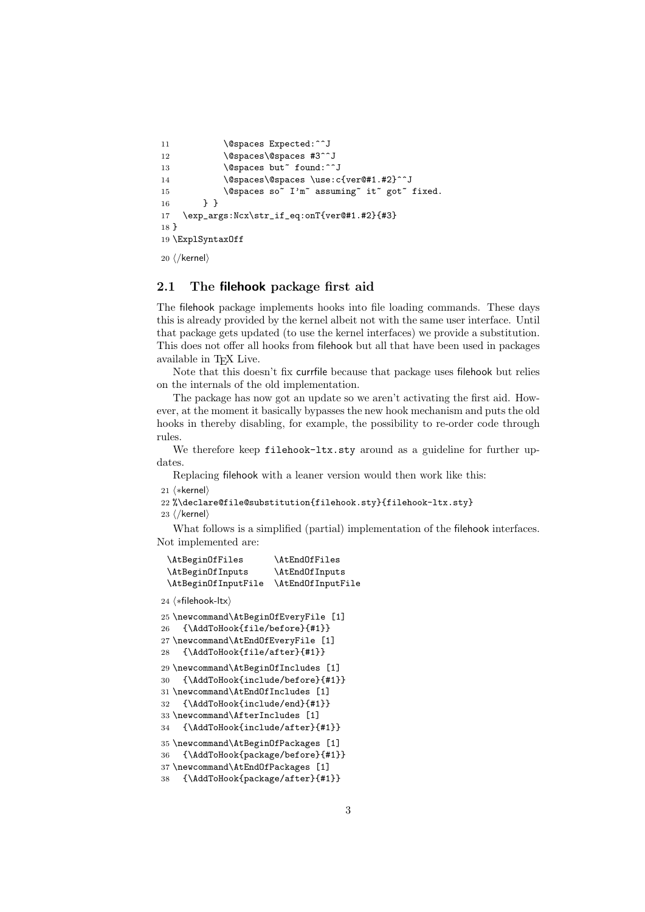```
11          \@spaces Expected:^^J
12          \@spaces\@spaces #3^^J
13          \@spaces but~ found:^^J
14          \@spaces\@spaces \use:c{ver@#1.#2}^^J
15          \@spaces so~ I'm~ assuming~ it~ got~ fixed.
16      } }
17  \exp_args:Ncx\str_if_eq:onT{ver@#1.#2}{#3}
18 }
19 \ExplSyntaxOff
```

20 ⟨/kernel⟩

## 2.1 The filehook package first aid

The filehook package implements hooks into file loading commands. These days this is already provided by the kernel albeit not with the same user interface. Until that package gets updated (to use the kernel interfaces) we provide a substitution. This does not offer all hooks from filehook but all that have been used in packages available in TEX Live.

Note that this doesn't fix currfile because that package uses filehook but relies on the internals of the old implementation.

The package has now got an update so we aren't activating the first aid. However, at the moment it basically bypasses the new hook mechanism and puts the old hooks in thereby disabling, for example, the possibility to re-order code through rules.

We therefore keep `filehook-ltx.sty` around as a guideline for further updates.

Replacing filehook with a leaner version would then work like this:

21 ⟨*kernel⟩

```
22 %\declare@file@substitution{filehook.sty}{filehook-ltx.sty}
```

23 ⟨/kernel⟩

What follows is a simplified (partial) implementation of the filehook interfaces. Not implemented are:

```
\AtBeginOfFiles      \AtEndOfFiles
\AtBeginOfInputs     \AtEndOfInputs
\AtBeginOfInputFile  \AtEndOfInputFile
```

24 ⟨*filehook-ltx⟩

```
25 \newcommand\AtBeginOfEveryFile [1]
26   {\AddToHook{file/before}{#1}}
27 \newcommand\AtEndOfEveryFile [1]
28   {\AddToHook{file/after}{#1}}
29 \newcommand\AtBeginOfIncludes [1]
30   {\AddToHook{include/before}{#1}}
31 \newcommand\AtEndOfIncludes [1]
32   {\AddToHook{include/end}{#1}}
33 \newcommand\AfterIncludes [1]
34   {\AddToHook{include/after}{#1}}
35 \newcommand\AtBeginOfPackages [1]
36   {\AddToHook{package/before}{#1}}
37 \newcommand\AtEndOfPackages [1]
38   {\AddToHook{package/after}{#1}}
```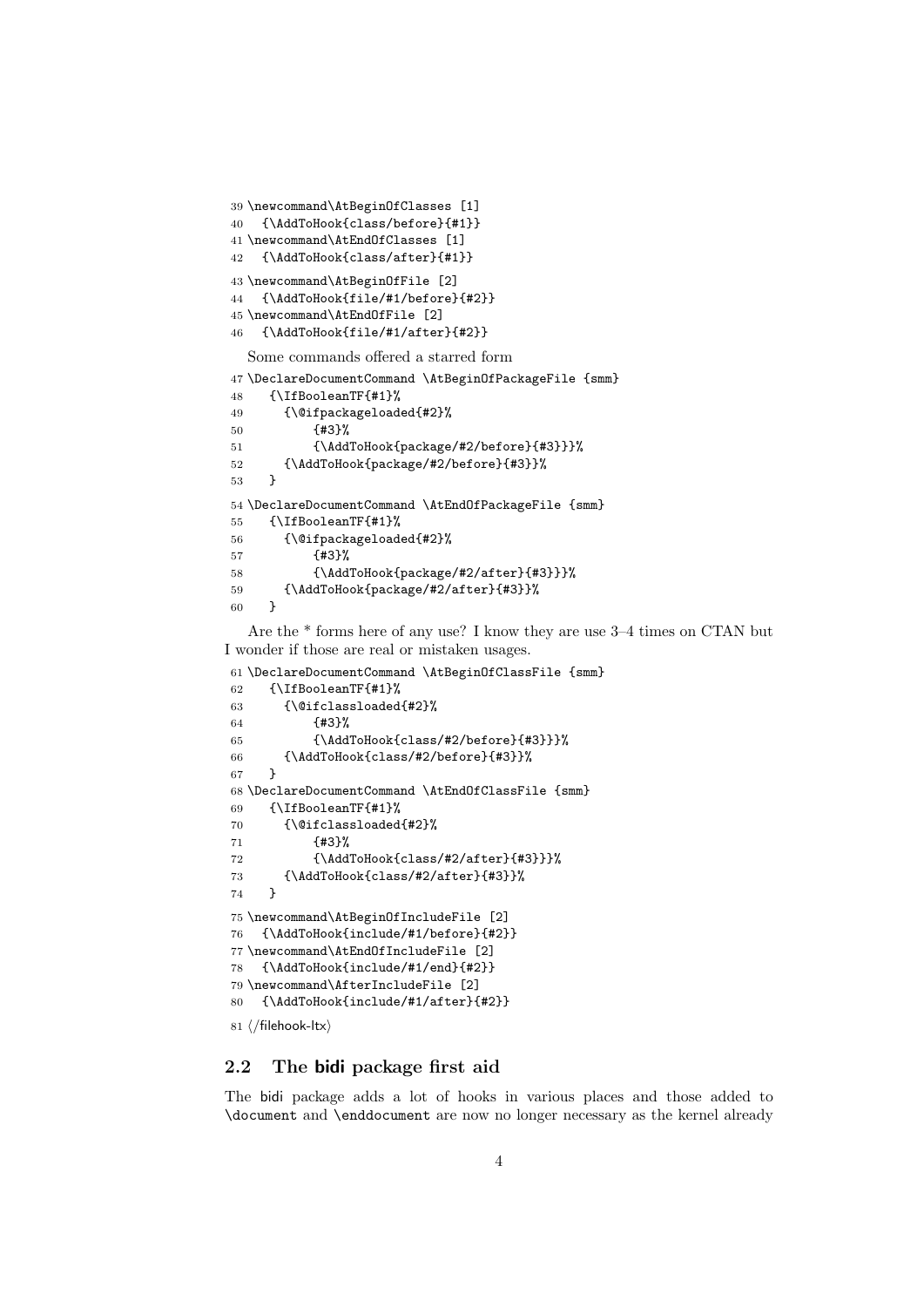```
39 \newcommand\AtBeginOfClasses [1]
40   {\AddToHook{class/before}{#1}}
41 \newcommand\AtEndOfClasses [1]
42   {\AddToHook{class/after}{#1}}
43 \newcommand\AtBeginOfFile [2]
44   {\AddToHook{file/#1/before}{#2}}
45 \newcommand\AtEndOfFile [2]
46   {\AddToHook{file/#1/after}{#2}}
```

Some commands offered a starred form

```
47 \DeclareDocumentCommand \AtBeginOfPackageFile {smm}
48    {\IfBooleanTF{#1}%
49      {\@ifpackageloaded{#2}%
50          {#3}%
51          {\AddToHook{package/#2/before}{#3}}}%
52      {\AddToHook{package/#2/before}{#3}}%
53    }
54 \DeclareDocumentCommand \AtEndOfPackageFile {smm}
55    {\IfBooleanTF{#1}%
56      {\@ifpackageloaded{#2}%
57          {#3}%
58          {\AddToHook{package/#2/after}{#3}}}%
59      {\AddToHook{package/#2/after}{#3}}%
60    }
```

Are the * forms here of any use? I know they are use 3–4 times on CTAN but I wonder if those are real or mistaken usages.

```
61 \DeclareDocumentCommand \AtBeginOfClassFile {smm}
62    {\IfBooleanTF{#1}%
63      {\@ifclassloaded{#2}%
64          {#3}%
65          {\AddToHook{class/#2/before}{#3}}}%
66      {\AddToHook{class/#2/before}{#3}}%
67    }
68 \DeclareDocumentCommand \AtEndOfClassFile {smm}
69    {\IfBooleanTF{#1}%
70      {\@ifclassloaded{#2}%
71          {#3}%
72          {\AddToHook{class/#2/after}{#3}}}%
73      {\AddToHook{class/#2/after}{#3}}%
74    }
75 \newcommand\AtBeginOfIncludeFile [2]
76   {\AddToHook{include/#1/before}{#2}}
77 \newcommand\AtEndOfIncludeFile [2]
78   {\AddToHook{include/#1/end}{#2}}
79 \newcommand\AfterIncludeFile [2]
80   {\AddToHook{include/#1/after}{#2}}
81 ⟨/filehook-ltx⟩
```

## 2.2 The **bidi** package first aid

The bidi package adds a lot of hooks in various places and those added to `\document` and `\enddocument` are now no longer necessary as the kernel already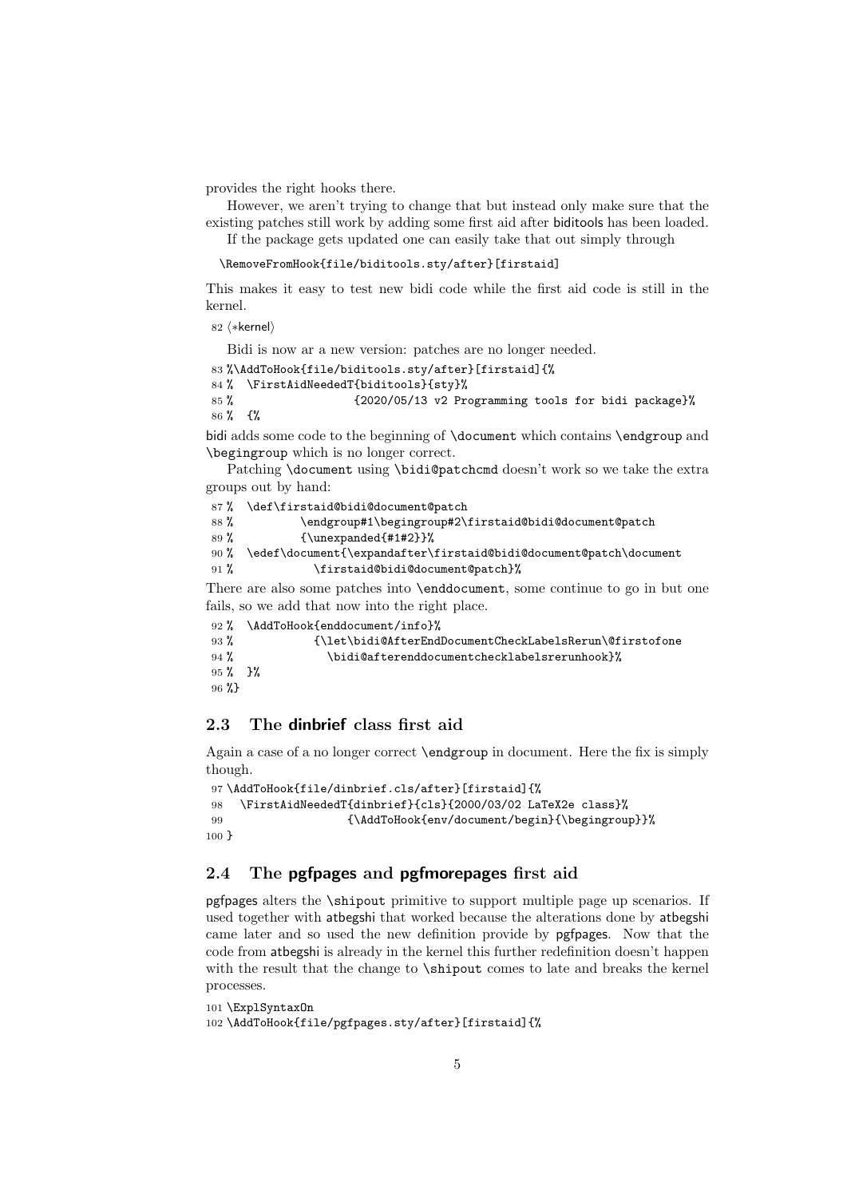provides the right hooks there.

However, we aren't trying to change that but instead only make sure that the existing patches still work by adding some first aid after biditools has been loaded.

If the package gets updated one can easily take that out simply through

```
\RemoveFromHook{file/biditools.sty/after}[firstaid]
```

This makes it easy to test new bidi code while the first aid code is still in the kernel.

```
82 ⟨*kernel⟩
```

Bidi is now ar a new version: patches are no longer needed.

```
83 %\AddToHook{file/biditools.sty/after}[firstaid]{%
84 %  \FirstAidNeededT{biditools}{sty}%
85 %                  {2020/05/13 v2 Programming tools for bidi package}%
86 %  {%
```

bidi adds some code to the beginning of `\document` which contains `\endgroup` and `\begingroup` which is no longer correct.

Patching `\document` using `\bidi@patchcmd` doesn't work so we take the extra groups out by hand:

```
87 %  \def\firstaid@bidi@document@patch
88 %          \endgroup#1\begingroup#2\firstaid@bidi@document@patch
89 %          {\unexpanded{#1#2}}%
90 %  \edef\document{\expandafter\firstaid@bidi@document@patch\document
91 %            \firstaid@bidi@document@patch}%
```

There are also some patches into `\enddocument`, some continue to go in but one fails, so we add that now into the right place.

```
92 %  \AddToHook{enddocument/info}%
93 %            {\let\bidi@AfterEndDocumentCheckLabelsRerun\@firstofone
94 %              \bidi@afterenddocumentchecklabelsrerunhook}%
95 %  }%
96 %}
```

## 2.3 The dinbrief class first aid

Again a case of a no longer correct `\endgroup` in document. Here the fix is simply though.

```
97 \AddToHook{file/dinbrief.cls/after}[firstaid]{%
98   \FirstAidNeededT{dinbrief}{cls}{2000/03/02 LaTeX2e class}%
99                   {\AddToHook{env/document/begin}{\begingroup}}%
100 }
```

## 2.4 The pgfpages and pgfmorepages first aid

pgfpages alters the `\shipout` primitive to support multiple page up scenarios. If used together with atbegshi that worked because the alterations done by atbegshi came later and so used the new definition provide by pgfpages. Now that the code from atbegshi is already in the kernel this further redefinition doesn't happen with the result that the change to `\shipout` comes to late and breaks the kernel processes.

```
101 \ExplSyntaxOn
102 \AddToHook{file/pgfpages.sty/after}[firstaid]{%
```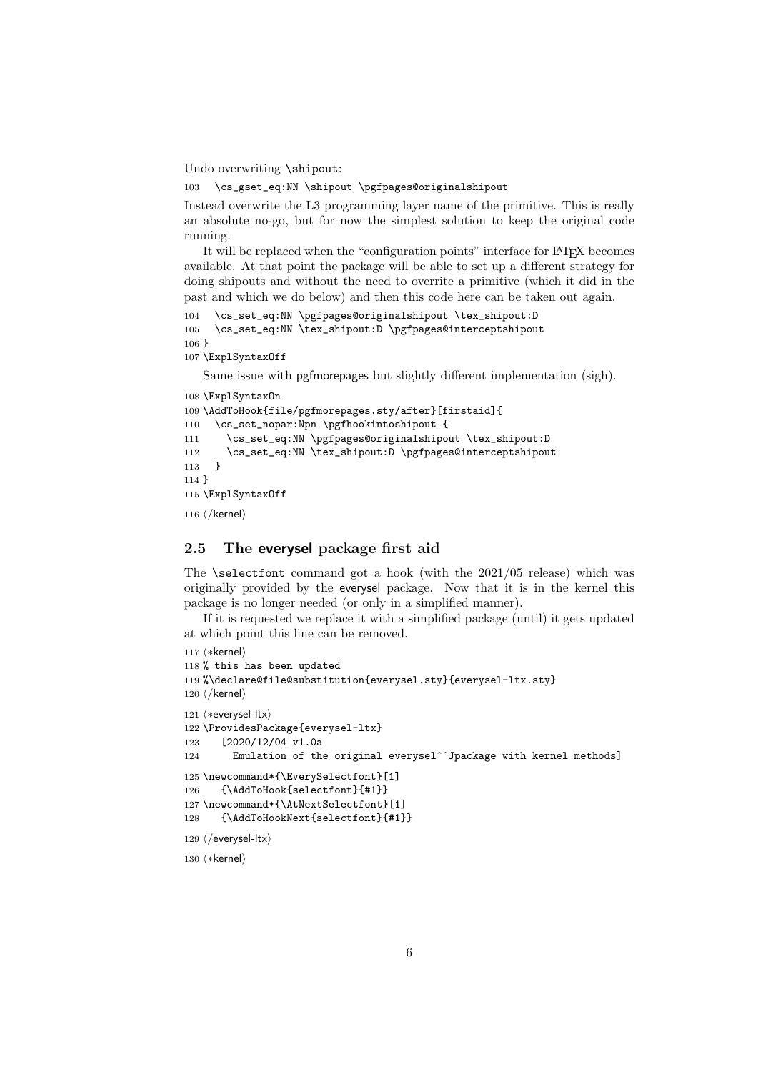Undo overwriting `\shipout`:

```
103   \cs_gset_eq:NN \shipout \pgfpages@originalshipout
```

Instead overwrite the L3 programming layer name of the primitive. This is really an absolute no-go, but for now the simplest solution to keep the original code running.

It will be replaced when the "configuration points" interface for LaTeX becomes available. At that point the package will be able to set up a different strategy for doing shipouts and without the need to overrite a primitive (which it did in the past and which we do below) and then this code here can be taken out again.

```
104   \cs_set_eq:NN \pgfpages@originalshipout \tex_shipout:D
105   \cs_set_eq:NN \tex_shipout:D \pgfpages@interceptshipout
106 }
107 \ExplSyntaxOff
```

Same issue with pgfmorepages but slightly different implementation (sigh).

```
108 \ExplSyntaxOn
109 \AddToHook{file/pgfmorepages.sty/after}[firstaid]{
110   \cs_set_nopar:Npn \pgfhookintoshipout {
111     \cs_set_eq:NN \pgfpages@originalshipout \tex_shipout:D
112     \cs_set_eq:NN \tex_shipout:D \pgfpages@interceptshipout
113   }
114 }
115 \ExplSyntaxOff
116 ⟨/kernel⟩
```

## 2.5 The everysel package first aid

The `\selectfont` command got a hook (with the 2021/05 release) which was originally provided by the everysel package. Now that it is in the kernel this package is no longer needed (or only in a simplified manner).

If it is requested we replace it with a simplified package (until) it gets updated at which point this line can be removed.

```
117 ⟨*kernel⟩
118 % this has been updated
119 %\declare@file@substitution{everysel.sty}{everysel-ltx.sty}
120 ⟨/kernel⟩
121 ⟨*everysel-ltx⟩
122 \ProvidesPackage{everysel-ltx}
123    [2020/12/04 v1.0a
124      Emulation of the original everysel^^Jpackage with kernel methods]
125 \newcommand*{\EverySelectfont}[1]
126    {\AddToHook{selectfont}{#1}}
127 \newcommand*{\AtNextSelectfont}[1]
128    {\AddToHookNext{selectfont}{#1}}
129 ⟨/everysel-ltx⟩
130 ⟨*kernel⟩
```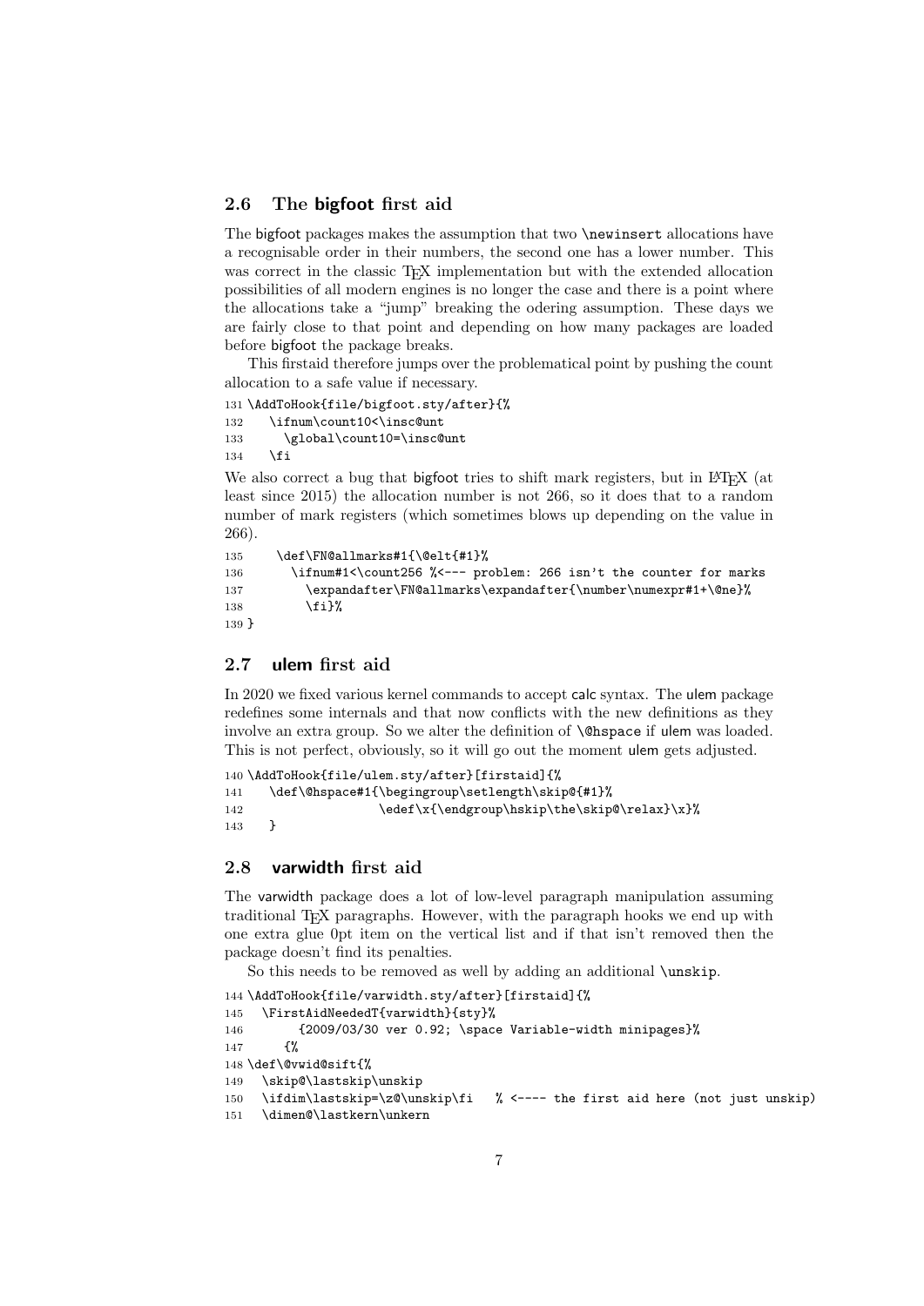### 2.6 The **bigfoot** first aid

The bigfoot packages makes the assumption that two \newinsert allocations have a recognisable order in their numbers, the second one has a lower number. This was correct in the classic TEX implementation but with the extended allocation possibilities of all modern engines is no longer the case and there is a point where the allocations take a "jump" breaking the odering assumption. These days we are fairly close to that point and depending on how many packages are loaded before bigfoot the package breaks.

This firstaid therefore jumps over the problematical point by pushing the count allocation to a safe value if necessary.

```
131 \AddToHook{file/bigfoot.sty/after}{%
132   \ifnum\count10<\insc@unt
133     \global\count10=\insc@unt
134   \fi
```

We also correct a bug that bigfoot tries to shift mark registers, but in LATEX (at least since 2015) the allocation number is not 266, so it does that to a random number of mark registers (which sometimes blows up depending on the value in 266).

```
135     \def\FN@allmarks#1{\@elt{#1}%
136       \ifnum#1<\count256 %<--- problem: 266 isn't the counter for marks
137         \expandafter\FN@allmarks\expandafter{\number\numexpr#1+\@ne}%
138         \fi}%
139 }
```

### 2.7 **ulem** first aid

In 2020 we fixed various kernel commands to accept calc syntax. The ulem package redefines some internals and that now conflicts with the new definitions as they involve an extra group. So we alter the definition of \@hspace if ulem was loaded. This is not perfect, obviously, so it will go out the moment ulem gets adjusted.

```
140 \AddToHook{file/ulem.sty/after}[firstaid]{%
141   \def\@hspace#1{\begingroup\setlength\skip@{#1}%
142                  \edef\x{\endgroup\hskip\the\skip@\relax}\x}%
143   }
```

### 2.8 **varwidth** first aid

The varwidth package does a lot of low-level paragraph manipulation assuming traditional TEX paragraphs. However, with the paragraph hooks we end up with one extra glue 0pt item on the vertical list and if that isn't removed then the package doesn't find its penalties.

So this needs to be removed as well by adding an additional \unskip.

```
144 \AddToHook{file/varwidth.sty/after}[firstaid]{%
145   \FirstAidNeededT{varwidth}{sty}%
146       {2009/03/30 ver 0.92; \space Variable-width minipages}%
147     {%
148 \def\@vwid@sift{%
149   \skip@\lastskip\unskip
150   \ifdim\lastskip=\z@\unskip\fi   % <---- the first aid here (not just unskip)
151   \dimen@\lastkern\unkern
```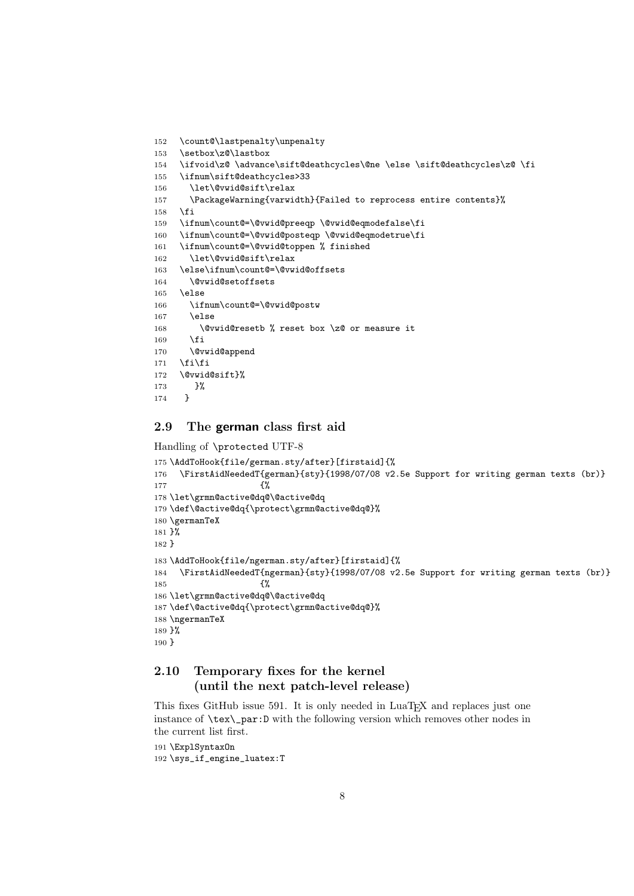```
152  \count@\lastpenalty\unpenalty
153  \setbox\z@\lastbox
154  \ifvoid\z@ \advance\sift@deathcycles\@ne \else \sift@deathcycles\z@ \fi
155  \ifnum\sift@deathcycles>33
156    \let\@vwid@sift\relax
157    \PackageWarning{varwidth}{Failed to reprocess entire contents}%
158  \fi
159  \ifnum\count@=\@vwid@preeqp \@vwid@eqmodefalse\fi
160  \ifnum\count@=\@vwid@posteqp \@vwid@eqmodetrue\fi
161  \ifnum\count@=\@vwid@toppen % finished
162    \let\@vwid@sift\relax
163  \else\ifnum\count@=\@vwid@offsets
164    \@vwid@setoffsets
165  \else
166    \ifnum\count@=\@vwid@postw
167    \else
168      \@vwid@resetb % reset box \z@ or measure it
169    \fi
170    \@vwid@append
171  \fi\fi
172  \@vwid@sift}%
173     }%
174   }
```

## 2.9 The german class first aid

Handling of \protected UTF-8

```
175 \AddToHook{file/german.sty/after}[firstaid]{%
176   \FirstAidNeededT{german}{sty}{1998/07/08 v2.5e Support for writing german texts (br)}
177                   {%
178 \let\grmn@active@dq@\@active@dq
179 \def\@active@dq{\protect\grmn@active@dq@}%
180 \germanTeX
181 }%
182 }
183 \AddToHook{file/ngerman.sty/after}[firstaid]{%
184   \FirstAidNeededT{ngerman}{sty}{1998/07/08 v2.5e Support for writing german texts (br)}
185                   {%
186 \let\grmn@active@dq@\@active@dq
187 \def\@active@dq{\protect\grmn@active@dq@}%
188 \ngermanTeX
189 }%
190 }
```

## 2.10 Temporary fixes for the kernel (until the next patch-level release)

This fixes GitHub issue 591. It is only needed in LuaTEX and replaces just one instance of \tex\_par:D with the following version which removes other nodes in the current list first.

```
191 \ExplSyntaxOn
192 \sys_if_engine_luatex:T
```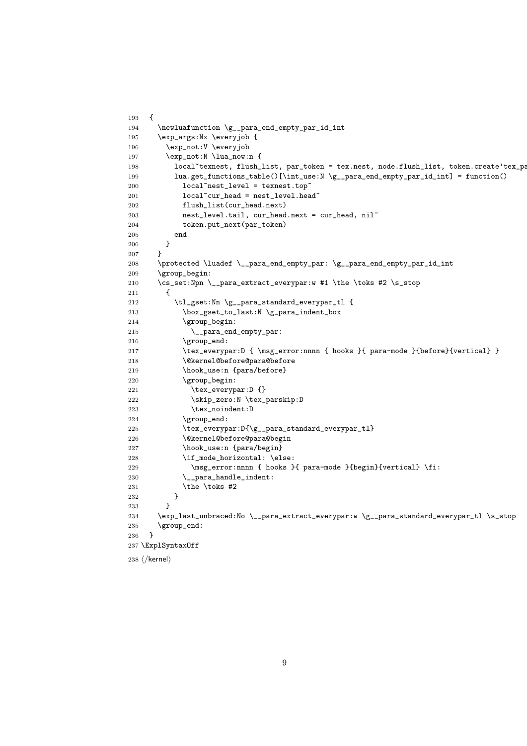```
193   {
194     \newluafunction \g__para_end_empty_par_id_int
195     \exp_args:Nx \everyjob {
196       \exp_not:V \everyjob
197       \exp_not:N \lua_now:n {
198         local~texnest, flush_list, par_token = tex.nest, node.flush_list, token.create'tex_pa
199         lua.get_functions_table()[\int_use:N \g__para_end_empty_par_id_int] = function()
200           local~nest_level = texnest.top~
201           local~cur_head = nest_level.head~
202           flush_list(cur_head.next)
203           nest_level.tail, cur_head.next = cur_head, nil~
204           token.put_next(par_token)
205         end
206       }
207     }
208     \protected \luadef \__para_end_empty_par: \g__para_end_empty_par_id_int
209     \group_begin:
210     \cs_set:Npn \__para_extract_everypar:w #1 \the \toks #2 \s_stop
211       {
212         \tl_gset:Nn \g__para_standard_everypar_tl {
213           \box_gset_to_last:N \g_para_indent_box
214           \group_begin:
215             \__para_end_empty_par:
216           \group_end:
217           \tex_everypar:D { \msg_error:nnnn { hooks }{ para-mode }{before}{vertical} }
218           \@kernel@before@para@before
219           \hook_use:n {para/before}
220           \group_begin:
221             \tex_everypar:D {}
222             \skip_zero:N \tex_parskip:D
223             \tex_noindent:D
224           \group_end:
225           \tex_everypar:D{\g__para_standard_everypar_tl}
226           \@kernel@before@para@begin
227           \hook_use:n {para/begin}
228           \if_mode_horizontal: \else:
229             \msg_error:nnnn { hooks }{ para-mode }{begin}{vertical} \fi:
230           \__para_handle_indent:
231           \the \toks #2
232         }
233       }
234     \exp_last_unbraced:No \__para_extract_everypar:w \g__para_standard_everypar_tl \s_stop
235     \group_end:
236   }
237 \ExplSyntaxOff
238 ⟨/kernel⟩
```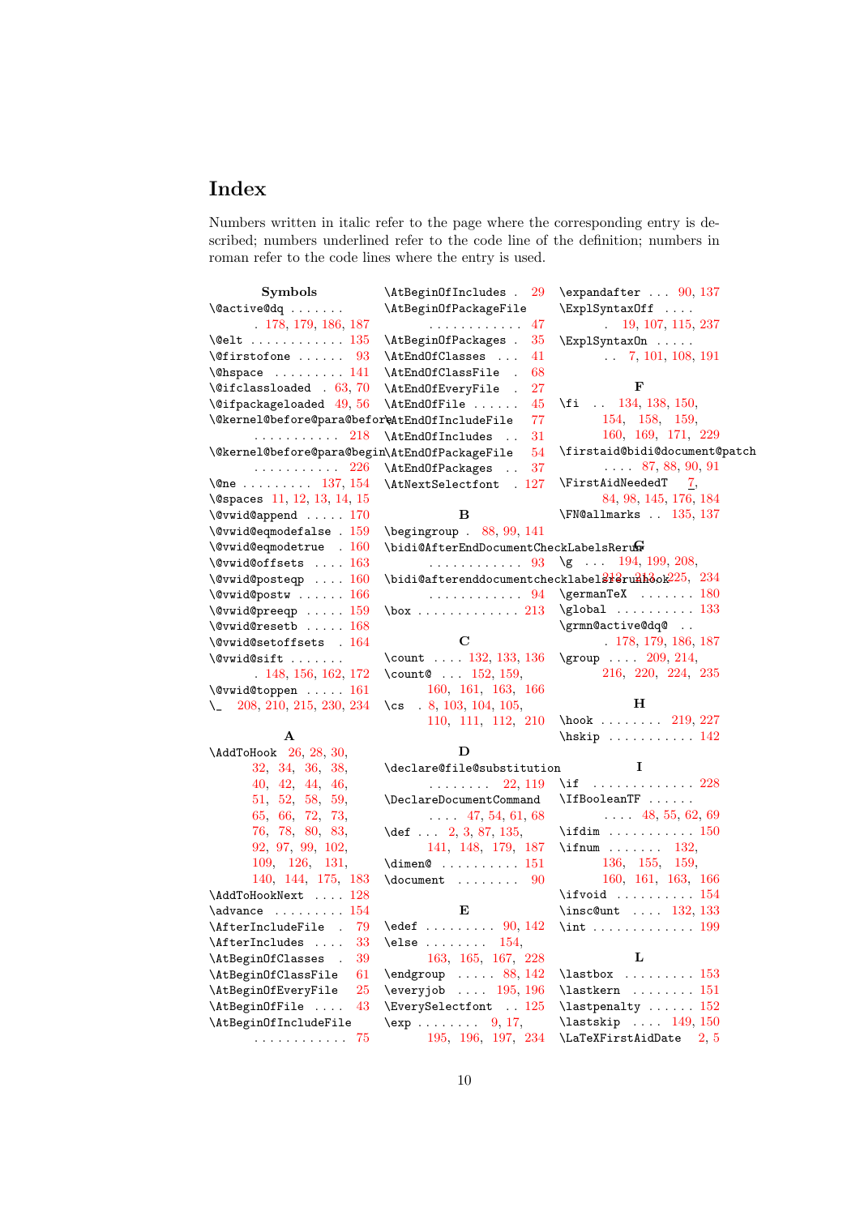# Index

Numbers written in italic refer to the page where the corresponding entry is described; numbers underlined refer to the code line of the definition; numbers in roman refer to the code lines where the entry is used.

### Symbols

\@active@dq . . . . . . . 178, 179, 186, 187
\@elt . . . . . . . . . . . . 135
\@firstofone . . . . . . 93
\@hspace . . . . . . . . . 141
\@ifclassloaded . 63, 70
\@ifpackageloaded 49, 56
\@kernel@before@para@before . . . . . . . . . . . 218
\@kernel@before@para@begin . . . . . . . . . . . 226
\@ne . . . . . . . . . 137, 154
\@spaces 11, 12, 13, 14, 15
\@vwid@append . . . . . 170
\@vwid@eqmodefalse . 159
\@vwid@eqmodetrue . 160
\@vwid@offsets . . . . 163
\@vwid@posteqp . . . . 160
\@vwid@postw . . . . . . 166
\@vwid@preeqp . . . . . 159
\@vwid@resetb . . . . . 168
\@vwid@setoffsets . 164
\@vwid@sift . . . . . . . 148, 156, 162, 172
\@vwid@toppen . . . . . 161
\_ 208, 210, 215, 230, 234

### A

\AddToHook 26, 28, 30, 32, 34, 36, 38, 40, 42, 44, 46, 51, 52, 58, 59, 65, 66, 72, 73, 76, 78, 80, 83, 92, 97, 99, 102, 109, 126, 131, 140, 144, 175, 183
\AddToHookNext . . . . 128
\advance . . . . . . . . . 154
\AfterIncludeFile . 79
\AfterIncludes . . . . 33
\AtBeginOfClasses . 39
\AtBeginOfClassFile 61
\AtBeginOfEveryFile 25
\AtBeginOfFile . . . . 43
\AtBeginOfIncludeFile . . . . . . . . . . . . 75
\AtBeginOfIncludes . 29
\AtBeginOfPackageFile . . . . . . . . . . . . 47
\AtBeginOfPackages . 35
\AtEndOfClasses . . . 41
\AtEndOfClassFile . 68
\AtEndOfEveryFile . 27
\AtEndOfFile . . . . . . 45
\AtEndOfIncludeFile 77
\AtEndOfIncludes . . 31
\AtEndOfPackageFile 54
\AtEndOfPackages . . 37
\AtNextSelectfont . 127

### B

\begingroup . 88, 99, 141
\bidi@AfterEndDocumentCheckLabelsRerun . . . . . . . . . . . . 93
\bidi@afterenddocumentchecklabelsrerunhook . . . . . . . . . . . . 94
\box . . . . . . . . . . . . . 213

### C

\count . . . . 132, 133, 136
\count@ . . . 152, 159, 160, 161, 163, 166
\cs . 8, 103, 104, 105, 110, 111, 112, 210

### D

\declare@file@substitution . . . . . . . . 22, 119
\DeclareDocumentCommand . . . . 47, 54, 61, 68
\def . . . 2, 3, 87, 135, 141, 148, 179, 187
\dimen@ . . . . . . . . . . 151
\document . . . . . . . . 90

### E

\edef . . . . . . . . . 90, 142
\else . . . . . . . . 154, 163, 165, 167, 228
\endgroup . . . . . 88, 142
\everyjob . . . . 195, 196
\EverySelectfont . . 125
\exp . . . . . . . . 9, 17, 195, 196, 197, 234
\expandafter . . . 90, 137
\ExplSyntaxOff . . . . 19, 107, 115, 237
\ExplSyntaxOn . . . . . 7, 101, 108, 191

### F

\fi . . 134, 138, 150, 154, 158, 159, 160, 169, 171, 229
\firstaid@bidi@document@patch . . . . 87, 88, 90, 91
\FirstAidNeededT 7, 84, 98, 145, 176, 184
\FN@allmarks . . 135, 137

### G

\g . . . 194, 199, 208, 212, 213, 225, 234
\germanTeX . . . . . . . 180
\global . . . . . . . . . . 133
\grmn@active@dq@ . . 178, 179, 186, 187
\group . . . . 209, 214, 216, 220, 224, 235

### H

\hook . . . . . . . . 219, 227
\hskip . . . . . . . . . . . 142

### I

\if . . . . . . . . . . . . . 228
\IfBooleanTF . . . . . . 48, 55, 62, 69
\ifdim . . . . . . . . . . . 150
\ifnum . . . . . . . 132, 136, 155, 159, 160, 161, 163, 166
\ifvoid . . . . . . . . . . 154
\insc@unt . . . . 132, 133
\int . . . . . . . . . . . . . 199

### L

\lastbox . . . . . . . . . 153
\lastkern . . . . . . . . 151
\lastpenalty . . . . . . 152
\lastskip . . . . 149, 150
\LaTeXFirstAidDate 2, 5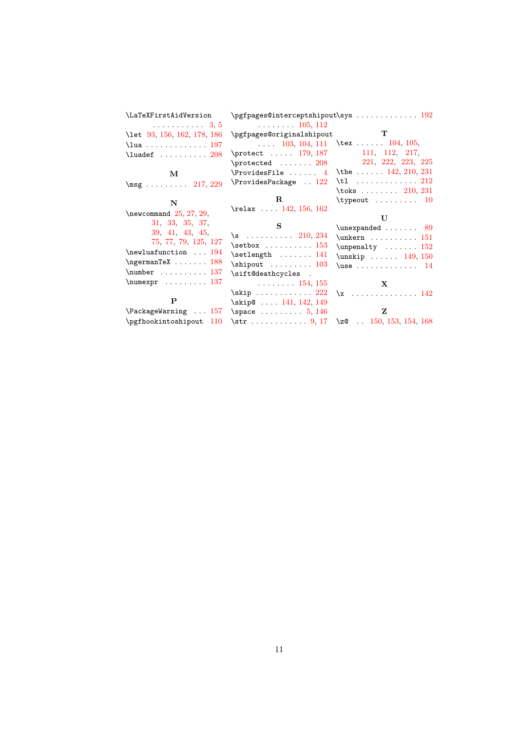\LaTeXFirstAidVersion . . . . . . . . . . . 3, 5
\let 93, 156, 162, 178, 186
\lua . . . . . . . . . . . . . 197
\luadef . . . . . . . . . . 208

**M**

\msg . . . . . . . . . 217, 229

**N**

\newcommand 25, 27, 29, 31, 33, 35, 37, 39, 41, 43, 45, 75, 77, 79, 125, 127
\newluafunction . . . 194
\ngermanTeX . . . . . . . 188
\number . . . . . . . . . . 137
\numexpr . . . . . . . . . 137

**P**

\PackageWarning . . . 157
\pgfhookintoshipout 110
\pgfpages@interceptshipout\sys . . . . . . . . 105, 112
\pgfpages@originalshipout . . . . 103, 104, 111
\protect . . . . . 179, 187
\protected . . . . . . . 208
\ProvidesFile . . . . . . 4
\ProvidesPackage . . 122

**R**

\relax . . . . 142, 156, 162

**S**

\s . . . . . . . . . . 210, 234
\setbox . . . . . . . . . . 153
\setlength . . . . . . . 141
\shipout . . . . . . . . . 103
\sift@deathcycles . . . . . . . . . 154, 155
\skip . . . . . . . . . . . . 222
\skip@ . . . . 141, 142, 149
\space . . . . . . . . . 5, 146
\str . . . . . . . . . . . . 9, 17
\sys . . . . . . . . . . . . . 192

**T**

\tex . . . . . . 104, 105, 111, 112, 217, 221, 222, 223, 225
\the . . . . . . 142, 210, 231
\tl . . . . . . . . . . . . . 212
\toks . . . . . . . . 210, 231
\typeout . . . . . . . . . 10

**U**

\unexpanded . . . . . . . 89
\unkern . . . . . . . . . . 151
\unpenalty . . . . . . . 152
\unskip . . . . . . 149, 150
\use . . . . . . . . . . . . . 14

**X**

\x . . . . . . . . . . . . . . 142

**Z**

\z@ . . 150, 153, 154, 168